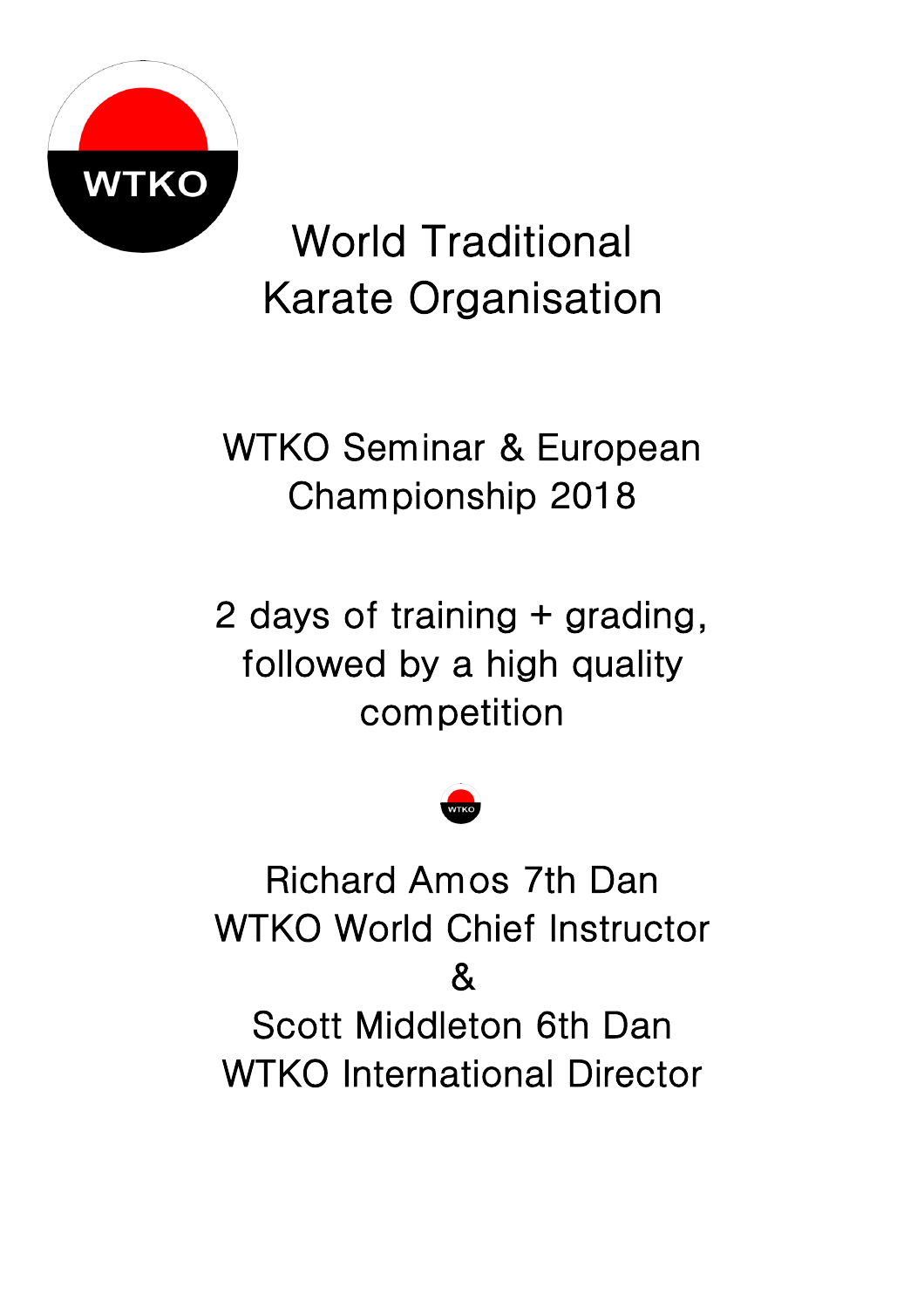WTKO

# World Traditional Karate Organisation

## WTKO Seminar & European Championship 2018

2 days of training + grading, followed by a high quality competition

Richard Amos 7th Dan
WTKO World Chief Instructor
&
Scott Middleton 6th Dan
WTKO International Director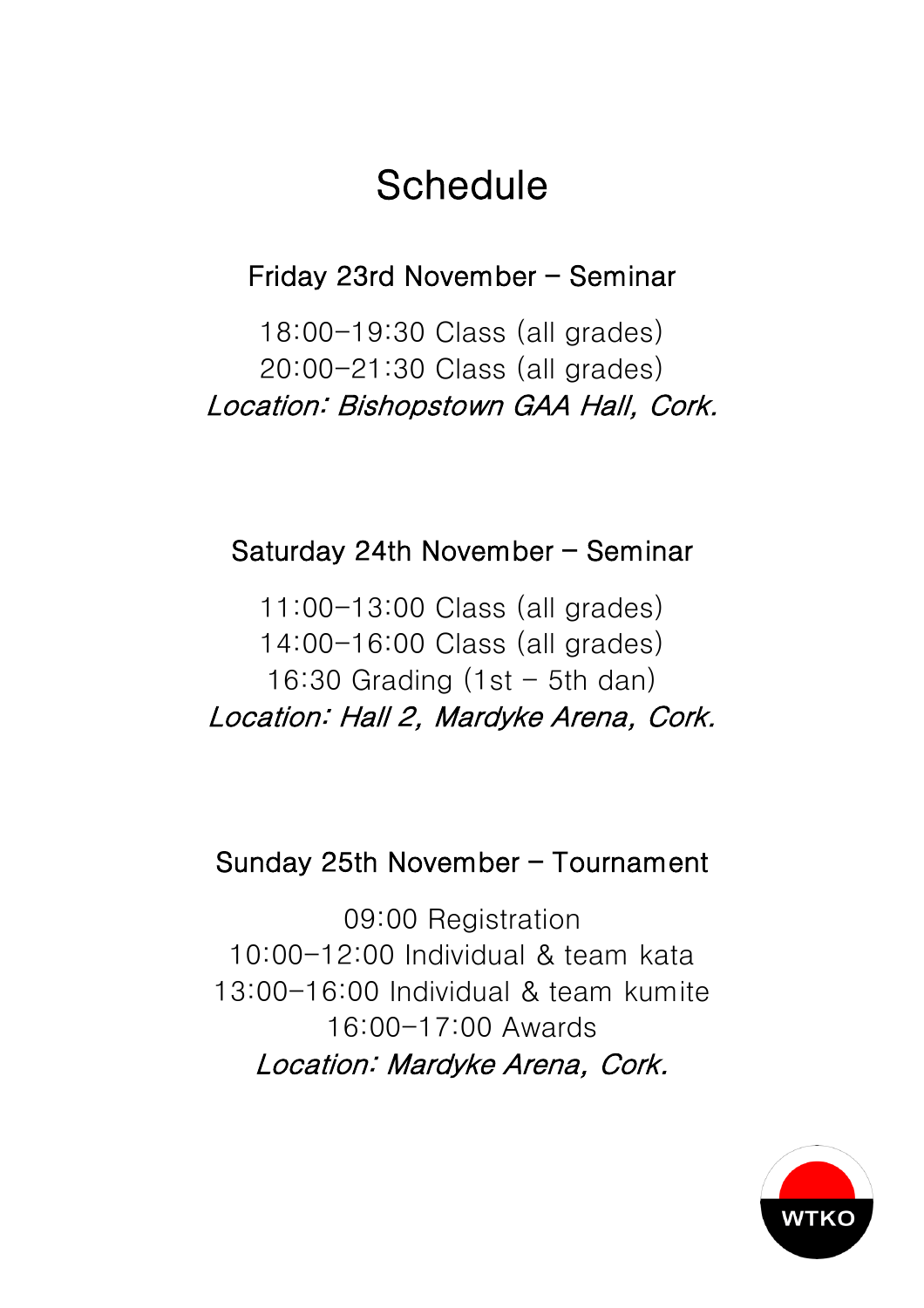# Schedule

## Friday 23rd November – Seminar

18:00–19:30 Class (all grades)
20:00–21:30 Class (all grades)
*Location: Bishopstown GAA Hall, Cork.*

## Saturday 24th November – Seminar

11:00–13:00 Class (all grades)
14:00–16:00 Class (all grades)
16:30 Grading (1st – 5th dan)
*Location: Hall 2, Mardyke Arena, Cork.*

## Sunday 25th November – Tournament

09:00 Registration
10:00–12:00 Individual & team kata
13:00–16:00 Individual & team kumite
16:00–17:00 Awards
*Location: Mardyke Arena, Cork.*

WTKO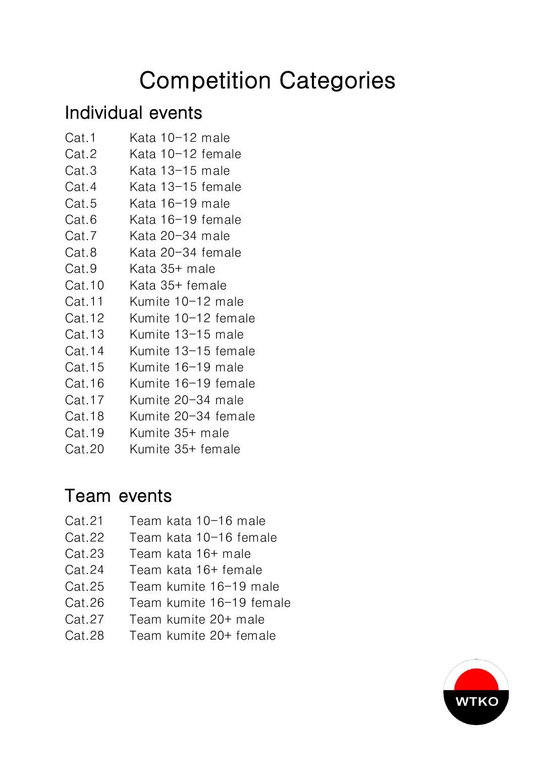# Competition Categories

## Individual events

| | |
|---|---|
| Cat.1 | Kata 10–12 male |
| Cat.2 | Kata 10–12 female |
| Cat.3 | Kata 13–15 male |
| Cat.4 | Kata 13–15 female |
| Cat.5 | Kata 16–19 male |
| Cat.6 | Kata 16–19 female |
| Cat.7 | Kata 20–34 male |
| Cat.8 | Kata 20–34 female |
| Cat.9 | Kata 35+ male |
| Cat.10 | Kata 35+ female |
| Cat.11 | Kumite 10–12 male |
| Cat.12 | Kumite 10–12 female |
| Cat.13 | Kumite 13–15 male |
| Cat.14 | Kumite 13–15 female |
| Cat.15 | Kumite 16–19 male |
| Cat.16 | Kumite 16–19 female |
| Cat.17 | Kumite 20–34 male |
| Cat.18 | Kumite 20–34 female |
| Cat.19 | Kumite 35+ male |
| Cat.20 | Kumite 35+ female |

## Team events

| | |
|---|---|
| Cat.21 | Team kata 10–16 male |
| Cat.22 | Team kata 10–16 female |
| Cat.23 | Team kata 16+ male |
| Cat.24 | Team kata 16+ female |
| Cat.25 | Team kumite 16–19 male |
| Cat.26 | Team kumite 16–19 female |
| Cat.27 | Team kumite 20+ male |
| Cat.28 | Team kumite 20+ female |

WTKO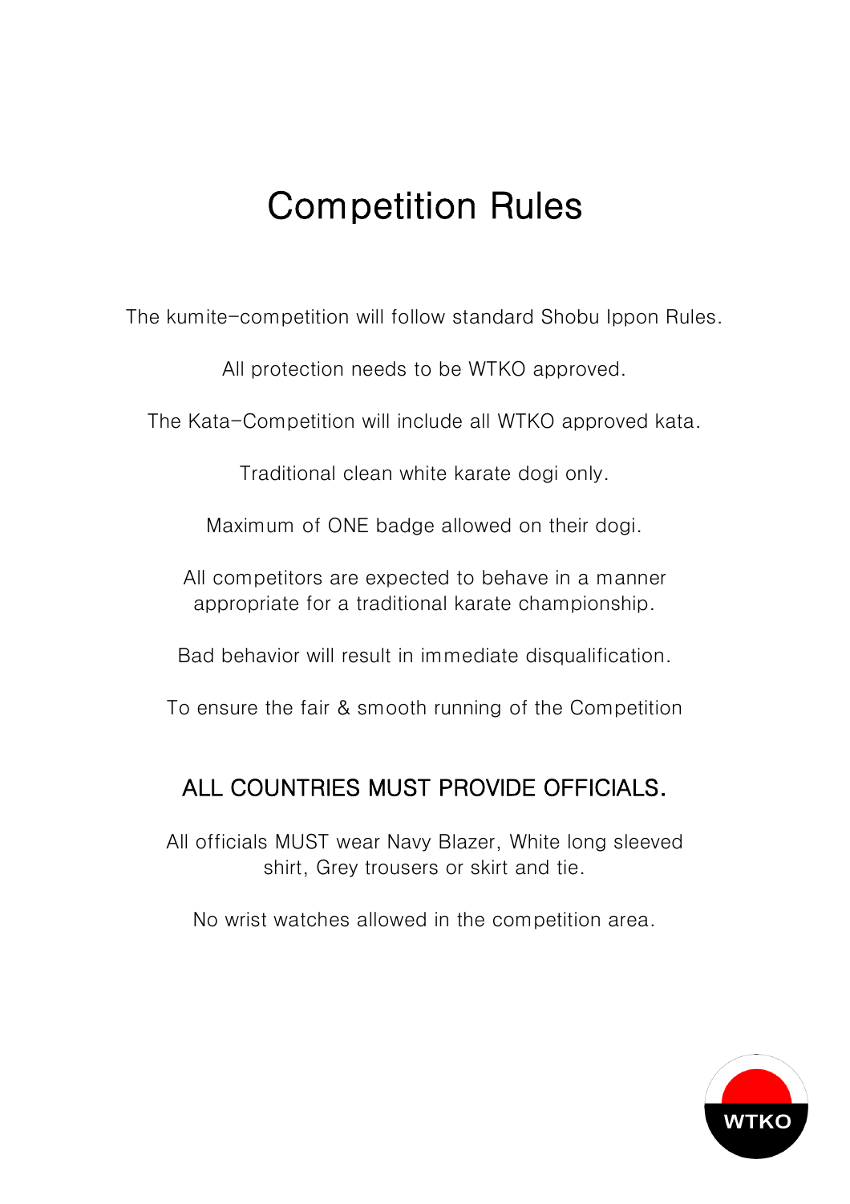# Competition Rules

The kumite-competition will follow standard Shobu Ippon Rules.

All protection needs to be WTKO approved.

The Kata-Competition will include all WTKO approved kata.

Traditional clean white karate dogi only.

Maximum of ONE badge allowed on their dogi.

All competitors are expected to behave in a manner appropriate for a traditional karate championship.

Bad behavior will result in immediate disqualification.

To ensure the fair & smooth running of the Competition

## ALL COUNTRIES MUST PROVIDE OFFICIALS.

All officials MUST wear Navy Blazer, White long sleeved shirt, Grey trousers or skirt and tie.

No wrist watches allowed in the competition area.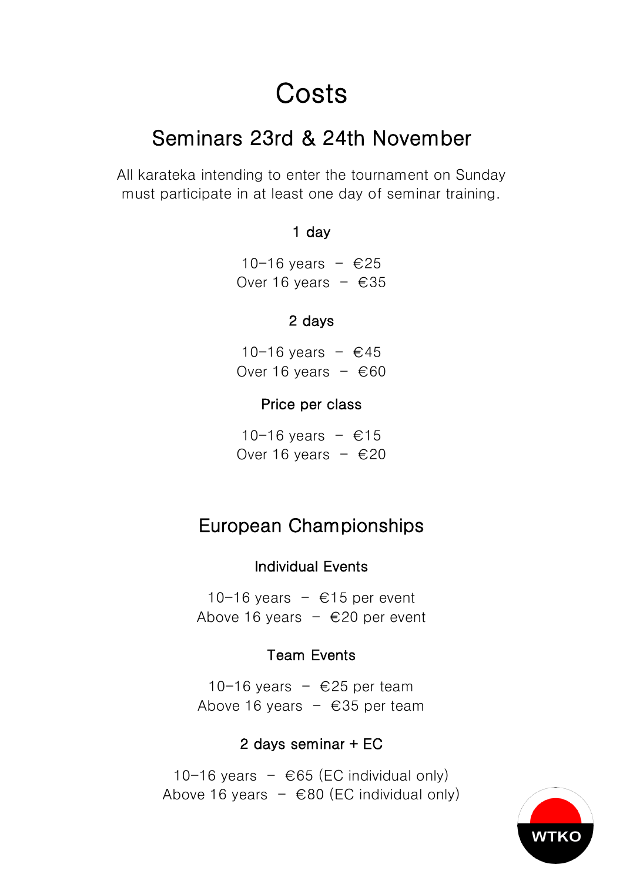# Costs

## Seminars 23rd & 24th November

All karateka intending to enter the tournament on Sunday must participate in at least one day of seminar training.

### 1 day

10–16 years – €25
Over 16 years – €35

### 2 days

10–16 years – €45
Over 16 years – €60

### Price per class

10–16 years – €15
Over 16 years – €20

## European Championships

### Individual Events

10–16 years – €15 per event
Above 16 years – €20 per event

### Team Events

10–16 years – €25 per team
Above 16 years – €35 per team

### 2 days seminar + EC

10–16 years – €65 (EC individual only)
Above 16 years – €80 (EC individual only)